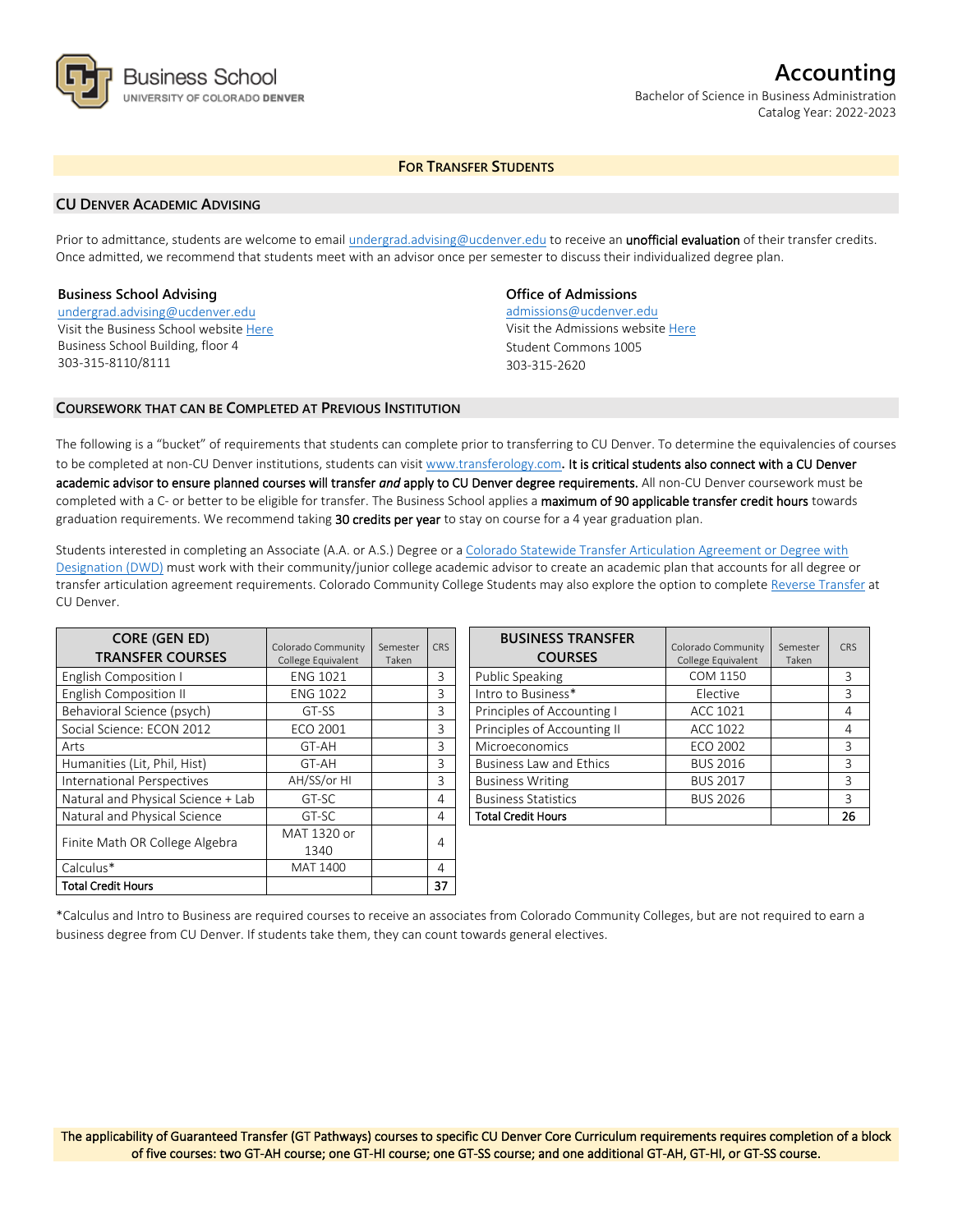Business School
UNIVERSITY OF COLORADO DENVER

# Accounting

Bachelor of Science in Business Administration
Catalog Year: 2022-2023

## For Transfer Students

### CU Denver Academic Advising

Prior to admittance, students are welcome to email undergrad.advising@ucdenver.edu to receive an **unofficial evaluation** of their transfer credits. Once admitted, we recommend that students meet with an advisor once per semester to discuss their individualized degree plan.

**Business School Advising**
undergrad.advising@ucdenver.edu
Visit the Business School website Here
Business School Building, floor 4
303-315-8110/8111

**Office of Admissions**
admissions@ucdenver.edu
Visit the Admissions website Here
Student Commons 1005
303-315-2620

### Coursework that can be Completed at Previous Institution

The following is a "bucket" of requirements that students can complete prior to transferring to CU Denver. To determine the equivalencies of courses to be completed at non-CU Denver institutions, students can visit www.transferology.com. **It is critical students also connect with a CU Denver academic advisor to ensure planned courses will transfer *and* apply to CU Denver degree requirements.** All non-CU Denver coursework must be completed with a C- or better to be eligible for transfer. The Business School applies a **maximum of 90 applicable transfer credit hours** towards graduation requirements. We recommend taking **30 credits per year** to stay on course for a 4 year graduation plan.

Students interested in completing an Associate (A.A. or A.S.) Degree or a Colorado Statewide Transfer Articulation Agreement or Degree with Designation (DWD) must work with their community/junior college academic advisor to create an academic plan that accounts for all degree or transfer articulation agreement requirements. Colorado Community College Students may also explore the option to complete Reverse Transfer at CU Denver.

| CORE (GEN ED) TRANSFER COURSES | Colorado Community College Equivalent | Semester Taken | CRS |
|---|---|---|---|
| English Composition I | ENG 1021 | | 3 |
| English Composition II | ENG 1022 | | 3 |
| Behavioral Science (psych) | GT-SS | | 3 |
| Social Science: ECON 2012 | ECO 2001 | | 3 |
| Arts | GT-AH | | 3 |
| Humanities (Lit, Phil, Hist) | GT-AH | | 3 |
| International Perspectives | AH/SS/or HI | | 3 |
| Natural and Physical Science + Lab | GT-SC | | 4 |
| Natural and Physical Science | GT-SC | | 4 |
| Finite Math OR College Algebra | MAT 1320 or 1340 | | 4 |
| Calculus* | MAT 1400 | | 4 |
| **Total Credit Hours** | | | **37** |

| BUSINESS TRANSFER COURSES | Colorado Community College Equivalent | Semester Taken | CRS |
|---|---|---|---|
| Public Speaking | COM 1150 | | 3 |
| Intro to Business* | Elective | | 3 |
| Principles of Accounting I | ACC 1021 | | 4 |
| Principles of Accounting II | ACC 1022 | | 4 |
| Microeconomics | ECO 2002 | | 3 |
| Business Law and Ethics | BUS 2016 | | 3 |
| Business Writing | BUS 2017 | | 3 |
| Business Statistics | BUS 2026 | | 3 |
| **Total Credit Hours** | | | **26** |

*Calculus and Intro to Business are required courses to receive an associates from Colorado Community Colleges, but are not required to earn a business degree from CU Denver. If students take them, they can count towards general electives.

**The applicability of Guaranteed Transfer (GT Pathways) courses to specific CU Denver Core Curriculum requirements requires completion of a block of five courses: two GT-AH course; one GT-HI course; one GT-SS course; and one additional GT-AH, GT-HI, or GT-SS course.**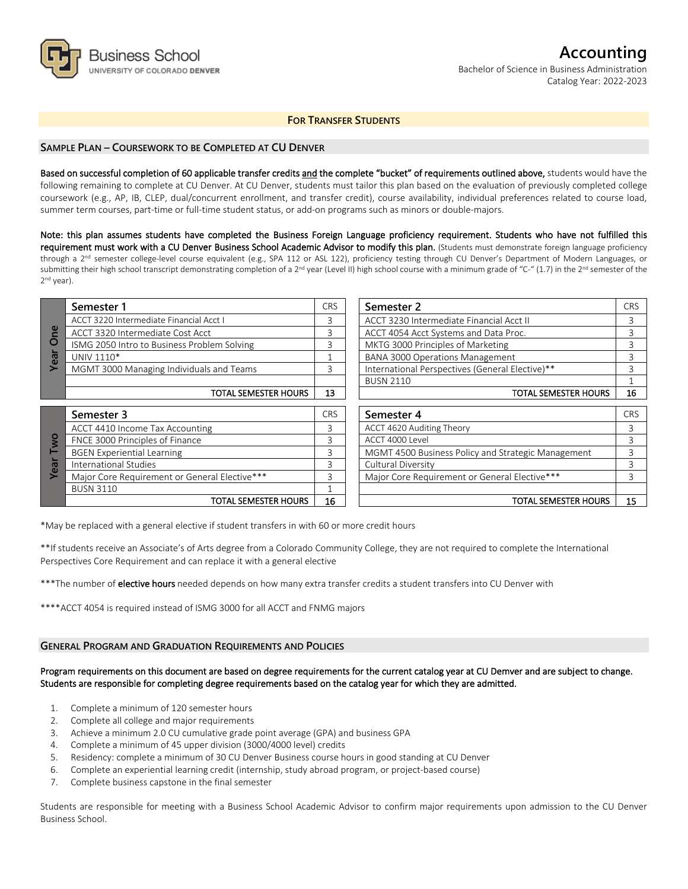# Accounting

Bachelor of Science in Business Administration
Catalog Year: 2022-2023

## FOR TRANSFER STUDENTS

### SAMPLE PLAN – COURSEWORK TO BE COMPLETED AT CU DENVER

**Based on successful completion of 60 applicable transfer credits and the complete "bucket" of requirements outlined above,** students would have the following remaining to complete at CU Denver. At CU Denver, students must tailor this plan based on the evaluation of previously completed college coursework (e.g., AP, IB, CLEP, dual/concurrent enrollment, and transfer credit), course availability, individual preferences related to course load, summer term courses, part-time or full-time student status, or add-on programs such as minors or double-majors.

**Note: this plan assumes students have completed the Business Foreign Language proficiency requirement. Students who have not fulfilled this requirement must work with a CU Denver Business School Academic Advisor to modify this plan.** (Students must demonstrate foreign language proficiency through a 2nd semester college-level course equivalent (e.g., SPA 112 or ASL 122), proficiency testing through CU Denver's Department of Modern Languages, or submitting their high school transcript demonstrating completion of a 2nd year (Level II) high school course with a minimum grade of "C-" (1.7) in the 2nd semester of the 2nd year).

**Year One**

| Semester 1 | CRS |
|---|---|
| ACCT 3220 Intermediate Financial Acct I | 3 |
| ACCT 3320 Intermediate Cost Acct | 3 |
| ISMG 2050 Intro to Business Problem Solving | 3 |
| UNIV 1110* | 1 |
| MGMT 3000 Managing Individuals and Teams | 3 |
| | |
| **TOTAL SEMESTER HOURS** | **13** |

| Semester 2 | CRS |
|---|---|
| ACCT 3230 Intermediate Financial Acct II | 3 |
| ACCT 4054 Acct Systems and Data Proc. | 3 |
| MKTG 3000 Principles of Marketing | 3 |
| BANA 3000 Operations Management | 3 |
| International Perspectives (General Elective)** | 3 |
| BUSN 2110 | 1 |
| **TOTAL SEMESTER HOURS** | **16** |

**Year Two**

| Semester 3 | CRS |
|---|---|
| ACCT 4410 Income Tax Accounting | 3 |
| FNCE 3000 Principles of Finance | 3 |
| BGEN Experiential Learning | 3 |
| International Studies | 3 |
| Major Core Requirement or General Elective*** | 3 |
| BUSN 3110 | 1 |
| **TOTAL SEMESTER HOURS** | **16** |

| Semester 4 | CRS |
|---|---|
| ACCT 4620 Auditing Theory | 3 |
| ACCT 4000 Level | 3 |
| MGMT 4500 Business Policy and Strategic Management | 3 |
| Cultural Diversity | 3 |
| Major Core Requirement or General Elective*** | 3 |
| | |
| **TOTAL SEMESTER HOURS** | **15** |

*May be replaced with a general elective if student transfers in with 60 or more credit hours

**If students receive an Associate's of Arts degree from a Colorado Community College, they are not required to complete the International Perspectives Core Requirement and can replace it with a general elective

***The number of **elective hours** needed depends on how many extra transfer credits a student transfers into CU Denver with

****ACCT 4054 is required instead of ISMG 3000 for all ACCT and FNMG majors

### GENERAL PROGRAM AND GRADUATION REQUIREMENTS AND POLICIES

**Program requirements on this document are based on degree requirements for the current catalog year at CU Demver and are subject to change. Students are responsible for completing degree requirements based on the catalog year for which they are admitted.**

1. Complete a minimum of 120 semester hours
2. Complete all college and major requirements
3. Achieve a minimum 2.0 CU cumulative grade point average (GPA) and business GPA
4. Complete a minimum of 45 upper division (3000/4000 level) credits
5. Residency: complete a minimum of 30 CU Denver Business course hours in good standing at CU Denver
6. Complete an experiential learning credit (internship, study abroad program, or project-based course)
7. Complete business capstone in the final semester

Students are responsible for meeting with a Business School Academic Advisor to confirm major requirements upon admission to the CU Denver Business School.